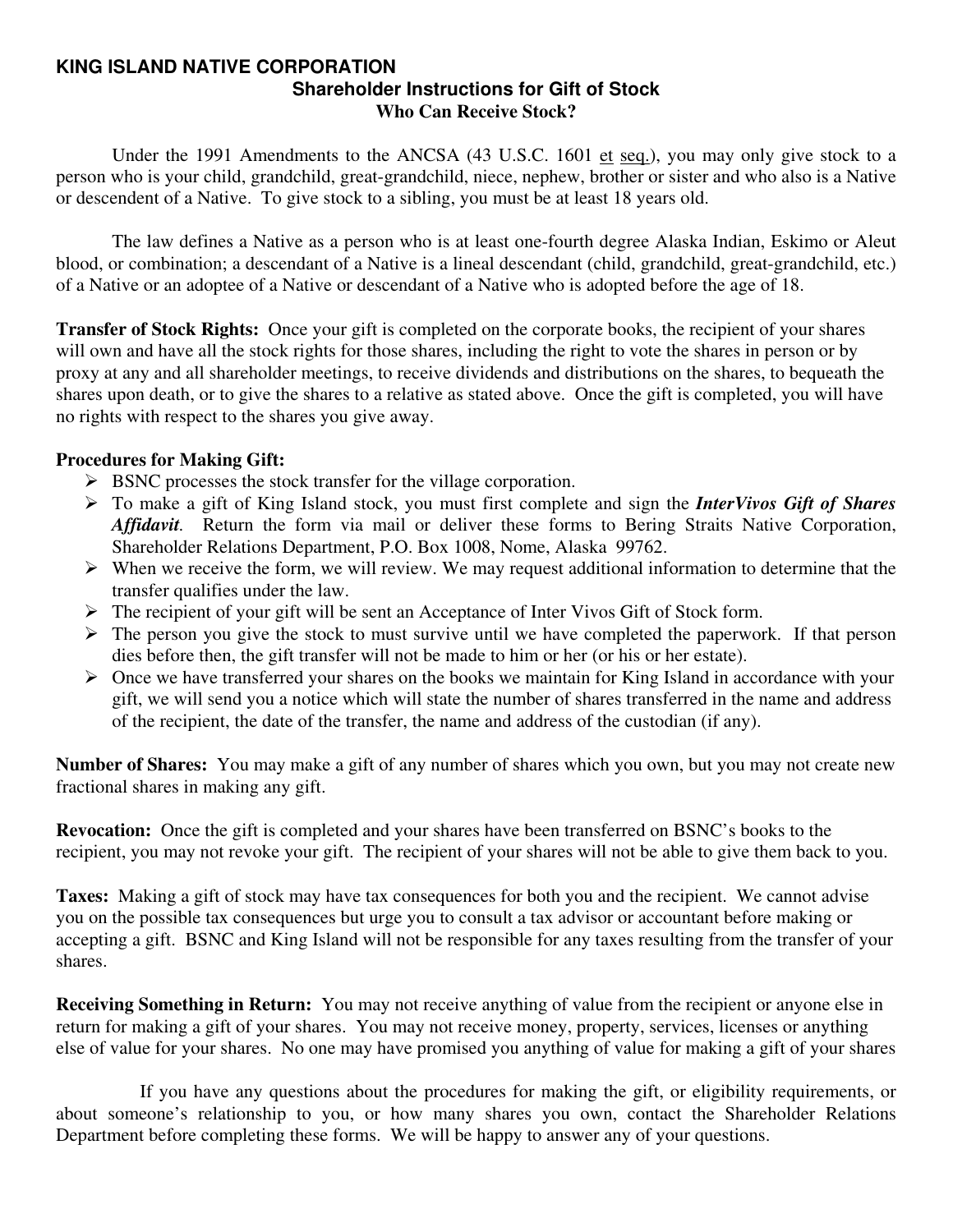# KING ISLAND NATIVE CORPORATION

## Shareholder Instructions for Gift of Stock

### Who Can Receive Stock?

Under the 1991 Amendments to the ANCSA (43 U.S.C. 1601 et seq.), you may only give stock to a person who is your child, grandchild, great-grandchild, niece, nephew, brother or sister and who also is a Native or descendent of a Native. To give stock to a sibling, you must be at least 18 years old.

The law defines a Native as a person who is at least one-fourth degree Alaska Indian, Eskimo or Aleut blood, or combination; a descendant of a Native is a lineal descendant (child, grandchild, great-grandchild, etc.) of a Native or an adoptee of a Native or descendant of a Native who is adopted before the age of 18.

**Transfer of Stock Rights:** Once your gift is completed on the corporate books, the recipient of your shares will own and have all the stock rights for those shares, including the right to vote the shares in person or by proxy at any and all shareholder meetings, to receive dividends and distributions on the shares, to bequeath the shares upon death, or to give the shares to a relative as stated above. Once the gift is completed, you will have no rights with respect to the shares you give away.

**Procedures for Making Gift:**

- BSNC processes the stock transfer for the village corporation.
- To make a gift of King Island stock, you must first complete and sign the ***InterVivos Gift of Shares Affidavit***. Return the form via mail or deliver these forms to Bering Straits Native Corporation, Shareholder Relations Department, P.O. Box 1008, Nome, Alaska 99762.
- When we receive the form, we will review. We may request additional information to determine that the transfer qualifies under the law.
- The recipient of your gift will be sent an Acceptance of Inter Vivos Gift of Stock form.
- The person you give the stock to must survive until we have completed the paperwork. If that person dies before then, the gift transfer will not be made to him or her (or his or her estate).
- Once we have transferred your shares on the books we maintain for King Island in accordance with your gift, we will send you a notice which will state the number of shares transferred in the name and address of the recipient, the date of the transfer, the name and address of the custodian (if any).

**Number of Shares:** You may make a gift of any number of shares which you own, but you may not create new fractional shares in making any gift.

**Revocation:** Once the gift is completed and your shares have been transferred on BSNC's books to the recipient, you may not revoke your gift. The recipient of your shares will not be able to give them back to you.

**Taxes:** Making a gift of stock may have tax consequences for both you and the recipient. We cannot advise you on the possible tax consequences but urge you to consult a tax advisor or accountant before making or accepting a gift. BSNC and King Island will not be responsible for any taxes resulting from the transfer of your shares.

**Receiving Something in Return:** You may not receive anything of value from the recipient or anyone else in return for making a gift of your shares. You may not receive money, property, services, licenses or anything else of value for your shares. No one may have promised you anything of value for making a gift of your shares

If you have any questions about the procedures for making the gift, or eligibility requirements, or about someone's relationship to you, or how many shares you own, contact the Shareholder Relations Department before completing these forms. We will be happy to answer any of your questions.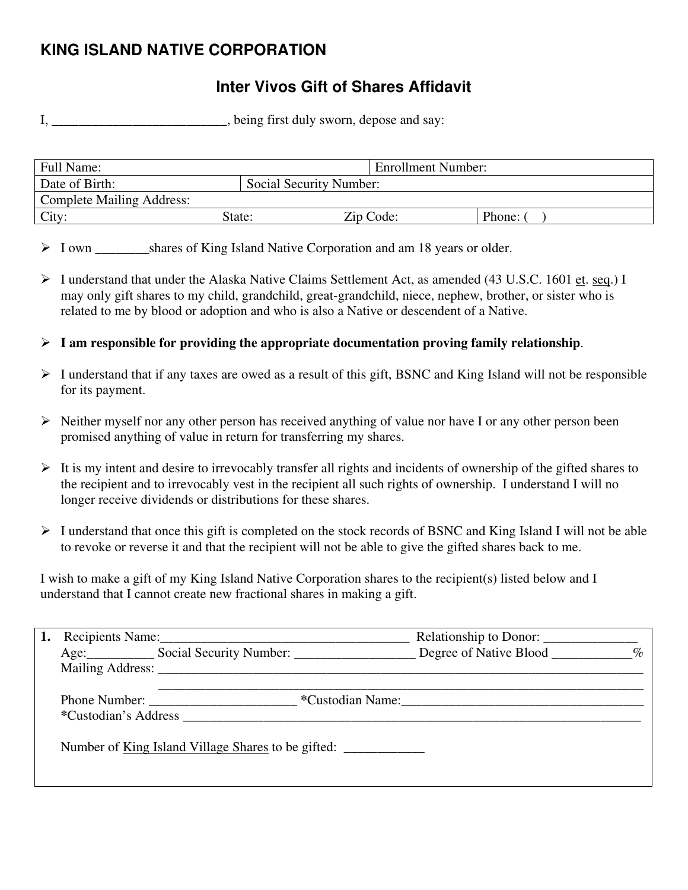## KING ISLAND NATIVE CORPORATION

### Inter Vivos Gift of Shares Affidavit

I, __________________________, being first duly sworn, depose and say:

| Full Name: | | Enrollment Number: | |
|---|---|---|---|
| Date of Birth: | Social Security Number: | | |
| Complete Mailing Address: | | | |
| City: State: | Zip Code: | | Phone: (   ) |

- I own ________shares of King Island Native Corporation and am 18 years or older.
- I understand that under the Alaska Native Claims Settlement Act, as amended (43 U.S.C. 1601 et. seq.) I may only gift shares to my child, grandchild, great-grandchild, niece, nephew, brother, or sister who is related to me by blood or adoption and who is also a Native or descendent of a Native.
- **I am responsible for providing the appropriate documentation proving family relationship**.
- I understand that if any taxes are owed as a result of this gift, BSNC and King Island will not be responsible for its payment.
- Neither myself nor any other person has received anything of value nor have I or any other person been promised anything of value in return for transferring my shares.
- It is my intent and desire to irrevocably transfer all rights and incidents of ownership of the gifted shares to the recipient and to irrevocably vest in the recipient all such rights of ownership. I understand I will no longer receive dividends or distributions for these shares.
- I understand that once this gift is completed on the stock records of BSNC and King Island I will not be able to revoke or reverse it and that the recipient will not be able to give the gifted shares back to me.

I wish to make a gift of my King Island Native Corporation shares to the recipient(s) listed below and I understand that I cannot create new fractional shares in making a gift.

**1.** Recipients Name:______________________________________ Relationship to Donor: ______________
Age:__________ Social Security Number: __________________ Degree of Native Blood ____________%
Mailing Address: ____________________________________________________________________________
____________________________________________________________________________
Phone Number: ______________________ **\***Custodian Name:____________________________________
**\***Custodian's Address ______________________________________________________________________

Number of King Island Village Shares to be gifted: ____________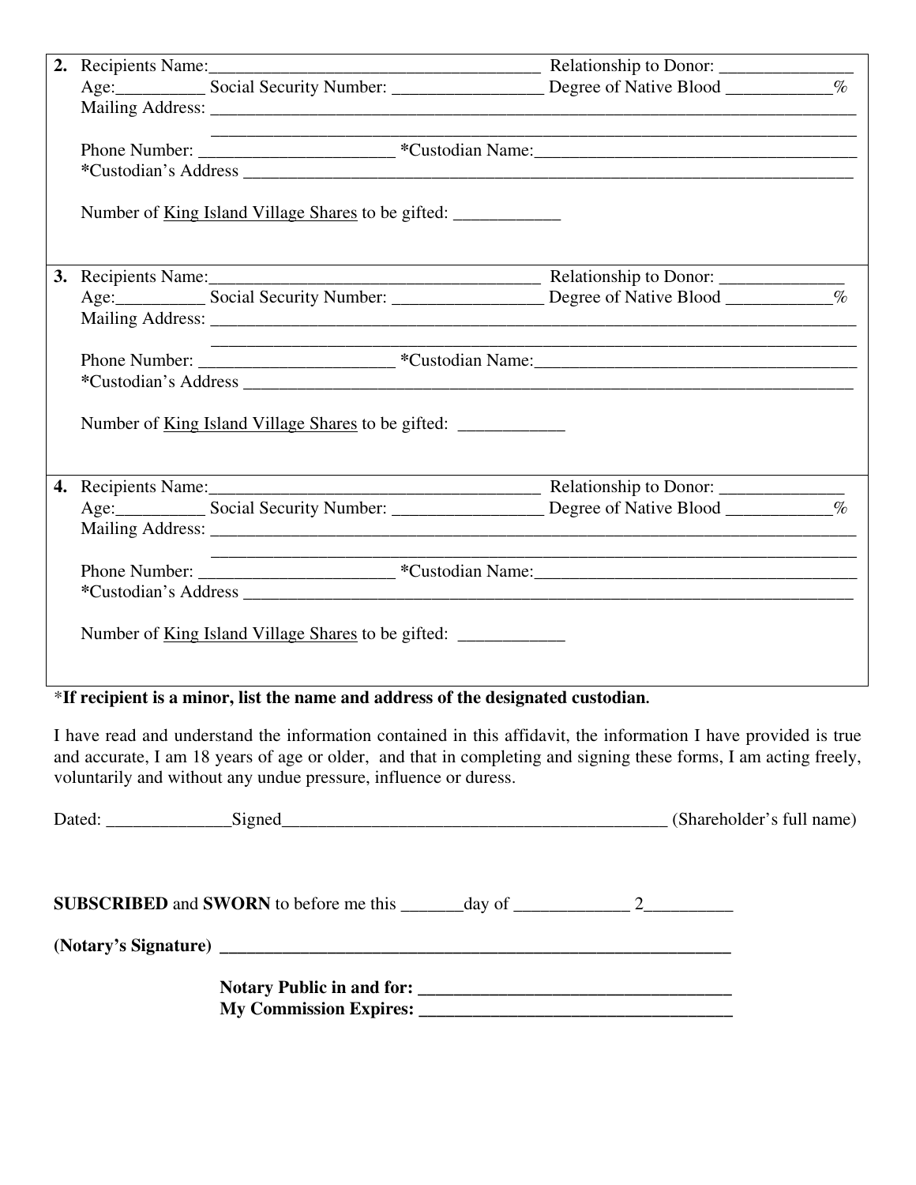**2.** Recipients Name:_____________________________________ Relationship to Donor: _______________
Age:__________ Social Security Number: _________________ Degree of Native Blood ____________%
Mailing Address: _____________________________________________________________________________
_____________________________________________________________________________
Phone Number: ______________________ *Custodian Name:_____________________________________
*Custodian's Address ___________________________________________________________________

Number of King Island Village Shares to be gifted: ____________

**3.** Recipients Name:_____________________________________ Relationship to Donor: ______________
Age:__________ Social Security Number: _________________ Degree of Native Blood ____________%
Mailing Address: _____________________________________________________________________________
_____________________________________________________________________________
Phone Number: ______________________ *Custodian Name:_____________________________________
*Custodian's Address ___________________________________________________________________

Number of King Island Village Shares to be gifted: ____________

**4.** Recipients Name:_____________________________________ Relationship to Donor: ______________
Age:__________ Social Security Number: _________________ Degree of Native Blood ____________%
Mailing Address: _____________________________________________________________________________
_____________________________________________________________________________
Phone Number: ______________________ *Custodian Name:_____________________________________
*Custodian's Address ___________________________________________________________________

Number of King Island Village Shares to be gifted: ____________

*__If recipient is a minor, list the name and address of the designated custodian.__

I have read and understand the information contained in this affidavit, the information I have provided is true and accurate, I am 18 years of age or older, and that in completing and signing these forms, I am acting freely, voluntarily and without any undue pressure, influence or duress.

Dated: ______________Signed____________________________________________ (Shareholder's full name)

**SUBSCRIBED** and **SWORN** to before me this _______day of _____________ 2__________

**(Notary's Signature) ___________________________________________________________**

**Notary Public in and for: ___________________________________**
**My Commission Expires: ___________________________________**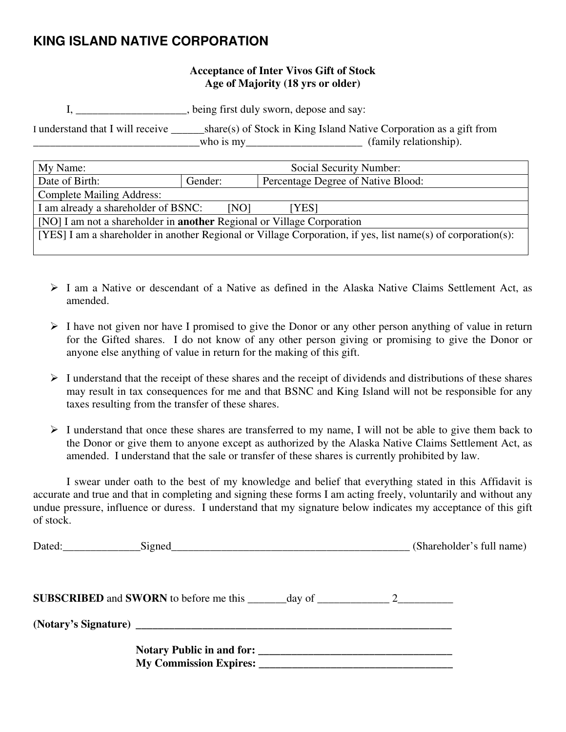# KING ISLAND NATIVE CORPORATION

**Acceptance of Inter Vivos Gift of Stock**
**Age of Majority (18 yrs or older)**

I, ____________________, being first duly sworn, depose and say:

I understand that I will receive ______share(s) of Stock in King Island Native Corporation as a gift from ______________________________who is my_____________________ (family relationship).

| My Name: | | Social Security Number: |
|---|---|---|
| Date of Birth: | Gender: | Percentage Degree of Native Blood: |
| Complete Mailing Address: | | |
| I am already a shareholder of BSNC: [NO] [YES] | | |
| [NO] I am not a shareholder in **another** Regional or Village Corporation | | |
| [YES] I am a shareholder in another Regional or Village Corporation, if yes, list name(s) of corporation(s): | | |

- I am a Native or descendant of a Native as defined in the Alaska Native Claims Settlement Act, as amended.
- I have not given nor have I promised to give the Donor or any other person anything of value in return for the Gifted shares. I do not know of any other person giving or promising to give the Donor or anyone else anything of value in return for the making of this gift.
- I understand that the receipt of these shares and the receipt of dividends and distributions of these shares may result in tax consequences for me and that BSNC and King Island will not be responsible for any taxes resulting from the transfer of these shares.
- I understand that once these shares are transferred to my name, I will not be able to give them back to the Donor or give them to anyone except as authorized by the Alaska Native Claims Settlement Act, as amended. I understand that the sale or transfer of these shares is currently prohibited by law.

I swear under oath to the best of my knowledge and belief that everything stated in this Affidavit is accurate and true and that in completing and signing these forms I am acting freely, voluntarily and without any undue pressure, influence or duress. I understand that my signature below indicates my acceptance of this gift of stock.

Dated:______________Signed_____________________________________________ (Shareholder's full name)

**SUBSCRIBED** and **SWORN** to before me this _______day of _____________ 2__________

**(Notary's Signature)** ____________________________________________________________

**Notary Public in and for:** ___________________________________
**My Commission Expires:** ___________________________________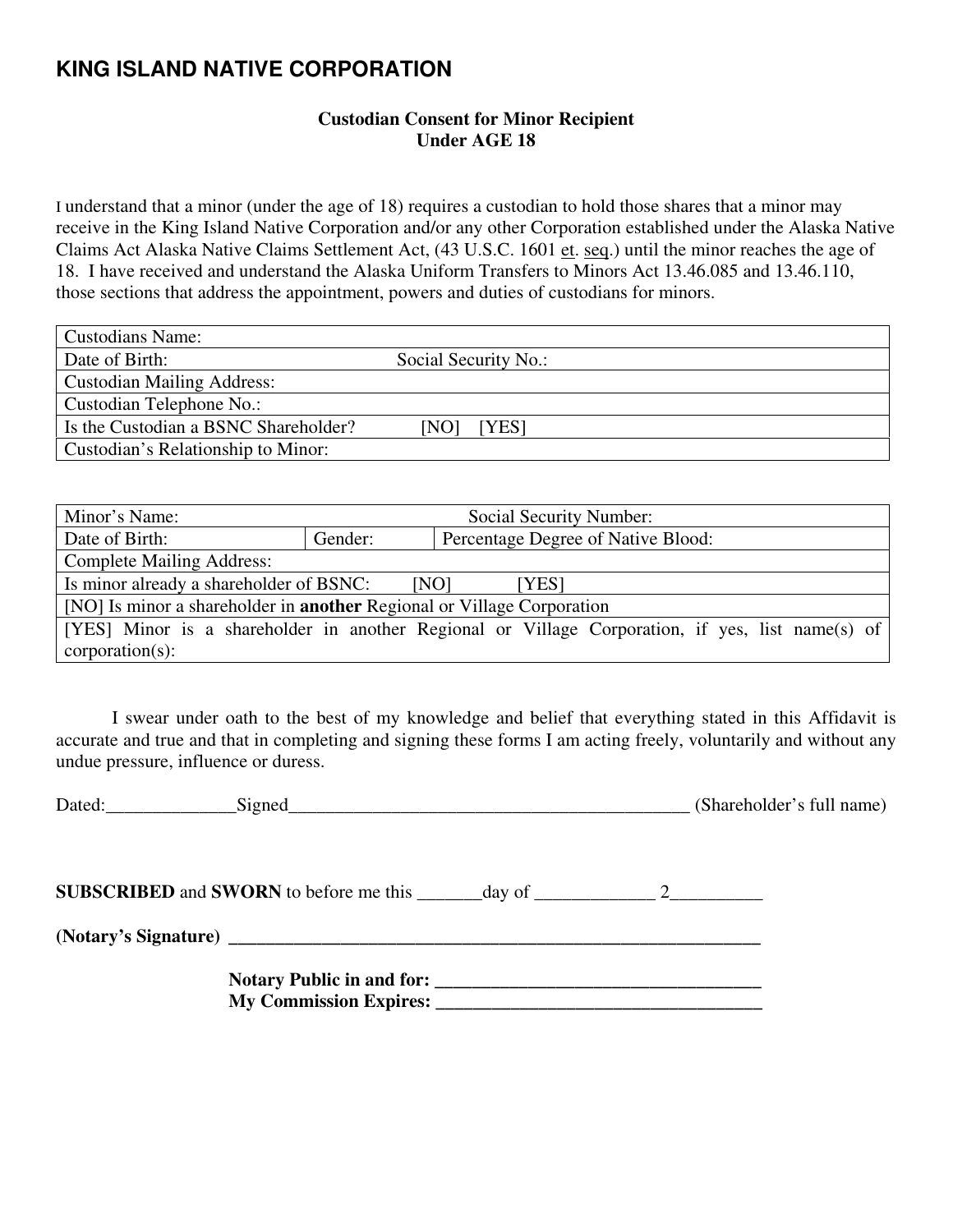# KING ISLAND NATIVE CORPORATION

**Custodian Consent for Minor Recipient**
**Under AGE 18**

I understand that a minor (under the age of 18) requires a custodian to hold those shares that a minor may receive in the King Island Native Corporation and/or any other Corporation established under the Alaska Native Claims Act Alaska Native Claims Settlement Act, (43 U.S.C. 1601 et. seq.) until the minor reaches the age of 18. I have received and understand the Alaska Uniform Transfers to Minors Act 13.46.085 and 13.46.110, those sections that address the appointment, powers and duties of custodians for minors.

| | |
|---|---|
| Custodians Name: | |
| Date of Birth: | Social Security No.: |
| Custodian Mailing Address: | |
| Custodian Telephone No.: | |
| Is the Custodian a BSNC Shareholder? | [NO] [YES] |
| Custodian's Relationship to Minor: | |

| | | |
|---|---|---|
| Minor's Name: | | Social Security Number: |
| Date of Birth: | Gender: | Percentage Degree of Native Blood: |
| Complete Mailing Address: | | |
| Is minor already a shareholder of BSNC: [NO] [YES] | | |
| [NO] Is minor a shareholder in **another** Regional or Village Corporation | | |
| [YES] Minor is a shareholder in another Regional or Village Corporation, if yes, list name(s) of corporation(s): | | |

I swear under oath to the best of my knowledge and belief that everything stated in this Affidavit is accurate and true and that in completing and signing these forms I am acting freely, voluntarily and without any undue pressure, influence or duress.

Dated:______________Signed_____________________________________________ (Shareholder's full name)

**SUBSCRIBED** and **SWORN** to before me this _______day of _____________ 2__________

**(Notary's Signature)** ____________________________________________________________

**Notary Public in and for:** ___________________________________
**My Commission Expires:** ___________________________________